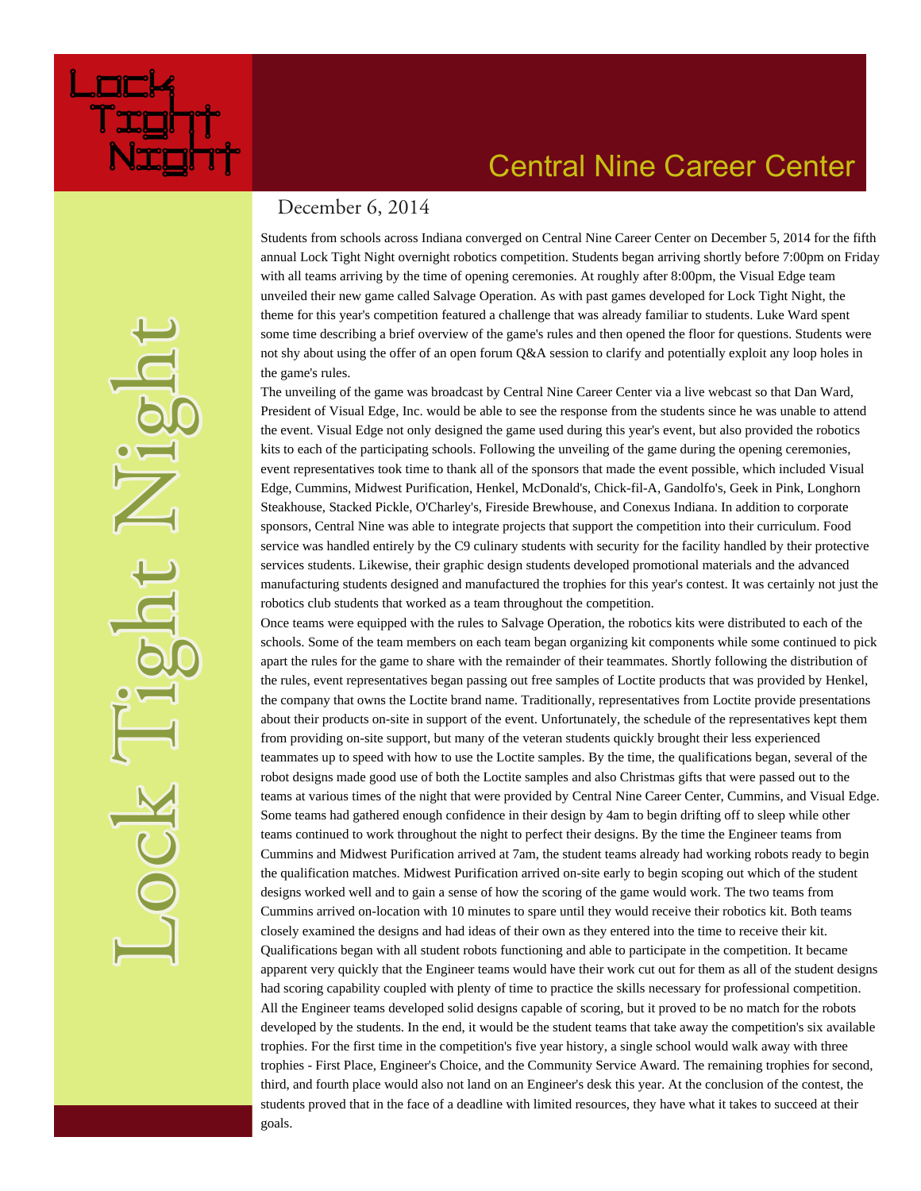# Lock Tight Night

## Central Nine Career Center

December 6, 2014

Students from schools across Indiana converged on Central Nine Career Center on December 5, 2014 for the fifth annual Lock Tight Night overnight robotics competition. Students began arriving shortly before 7:00pm on Friday with all teams arriving by the time of opening ceremonies. At roughly after 8:00pm, the Visual Edge team unveiled their new game called Salvage Operation. As with past games developed for Lock Tight Night, the theme for this year's competition featured a challenge that was already familiar to students. Luke Ward spent some time describing a brief overview of the game's rules and then opened the floor for questions. Students were not shy about using the offer of an open forum Q&A session to clarify and potentially exploit any loop holes in the game's rules.

The unveiling of the game was broadcast by Central Nine Career Center via a live webcast so that Dan Ward, President of Visual Edge, Inc. would be able to see the response from the students since he was unable to attend the event. Visual Edge not only designed the game used during this year's event, but also provided the robotics kits to each of the participating schools. Following the unveiling of the game during the opening ceremonies, event representatives took time to thank all of the sponsors that made the event possible, which included Visual Edge, Cummins, Midwest Purification, Henkel, McDonald's, Chick-fil-A, Gandolfo's, Geek in Pink, Longhorn Steakhouse, Stacked Pickle, O'Charley's, Fireside Brewhouse, and Conexus Indiana. In addition to corporate sponsors, Central Nine was able to integrate projects that support the competition into their curriculum. Food service was handled entirely by the C9 culinary students with security for the facility handled by their protective services students. Likewise, their graphic design students developed promotional materials and the advanced manufacturing students designed and manufactured the trophies for this year's contest. It was certainly not just the robotics club students that worked as a team throughout the competition.

Once teams were equipped with the rules to Salvage Operation, the robotics kits were distributed to each of the schools. Some of the team members on each team began organizing kit components while some continued to pick apart the rules for the game to share with the remainder of their teammates. Shortly following the distribution of the rules, event representatives began passing out free samples of Loctite products that was provided by Henkel, the company that owns the Loctite brand name. Traditionally, representatives from Loctite provide presentations about their products on-site in support of the event. Unfortunately, the schedule of the representatives kept them from providing on-site support, but many of the veteran students quickly brought their less experienced teammates up to speed with how to use the Loctite samples. By the time, the qualifications began, several of the robot designs made good use of both the Loctite samples and also Christmas gifts that were passed out to the teams at various times of the night that were provided by Central Nine Career Center, Cummins, and Visual Edge. Some teams had gathered enough confidence in their design by 4am to begin drifting off to sleep while other teams continued to work throughout the night to perfect their designs. By the time the Engineer teams from Cummins and Midwest Purification arrived at 7am, the student teams already had working robots ready to begin the qualification matches. Midwest Purification arrived on-site early to begin scoping out which of the student designs worked well and to gain a sense of how the scoring of the game would work. The two teams from Cummins arrived on-location with 10 minutes to spare until they would receive their robotics kit. Both teams closely examined the designs and had ideas of their own as they entered into the time to receive their kit. Qualifications began with all student robots functioning and able to participate in the competition. It became apparent very quickly that the Engineer teams would have their work cut out for them as all of the student designs had scoring capability coupled with plenty of time to practice the skills necessary for professional competition. All the Engineer teams developed solid designs capable of scoring, but it proved to be no match for the robots developed by the students. In the end, it would be the student teams that take away the competition's six available trophies. For the first time in the competition's five year history, a single school would walk away with three trophies - First Place, Engineer's Choice, and the Community Service Award. The remaining trophies for second, third, and fourth place would also not land on an Engineer's desk this year. At the conclusion of the contest, the students proved that in the face of a deadline with limited resources, they have what it takes to succeed at their goals.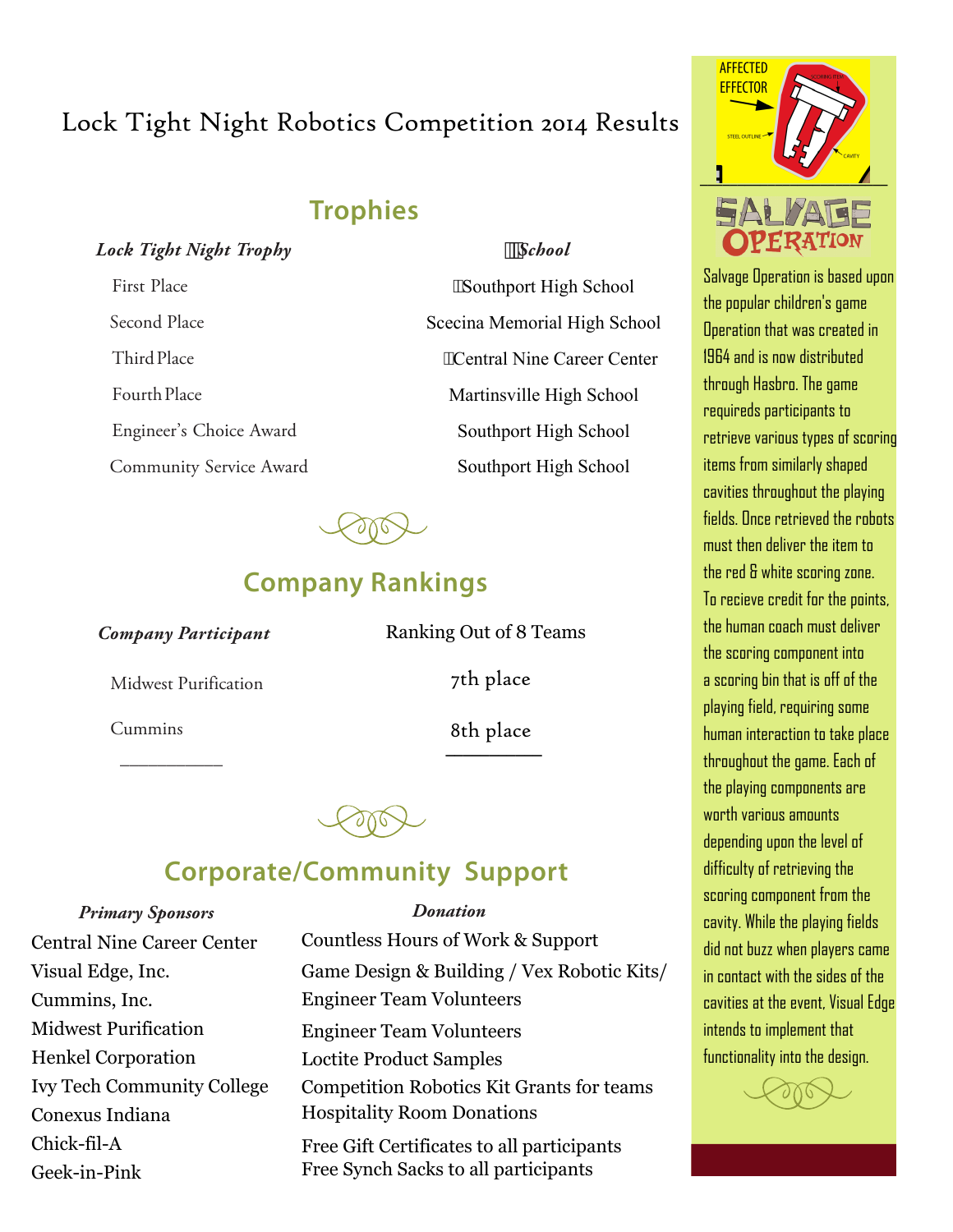# Lock Tight Night Robotics Competition 2014 Results

## Trophies

| *Lock Tight Night Trophy* | *School* |
|---|---|
| First Place | Southport High School |
| Second Place | Scecina Memorial High School |
| Third Place | Central Nine Career Center |
| Fourth Place | Martinsville High School |
| Engineer's Choice Award | Southport High School |
| Community Service Award | Southport High School |

## Company Rankings

| *Company Participant* | Ranking Out of 8 Teams |
|---|---|
| Midwest Purification | 7th place |
| Cummins | 8th place |

## Corporate/Community Support

| *Primary Sponsors* | *Donation* |
|---|---|
| Central Nine Career Center | Countless Hours of Work & Support |
| Visual Edge, Inc. | Game Design & Building / Vex Robotic Kits/ Engineer Team Volunteers |
| Cummins, Inc. | Engineer Team Volunteers |
| Midwest Purification | Loctite Product Samples |
| Henkel Corporation | Competition Robotics Kit Grants for teams |
| Ivy Tech Community College | Hospitality Room Donations |
| Conexus Indiana | Free Gift Certificates to all participants |
| Chick-fil-A | Free Synch Sacks to all participants |
| Geek-in-Pink | |

AFFECTED EFFECTOR

SCORING ITEM

STEEL OUTLINE

CAVITY

## SALVAGE OPERATION

Salvage Operation is based upon the popular children's game Operation that was created in 1964 and is now distributed through Hasbro. The game requireds participants to retrieve various types of scoring items from similarly shaped cavities throughout the playing fields. Once retrieved the robots must then deliver the item to the red & white scoring zone. To recieve credit for the points, the human coach must deliver the scoring component into a scoring bin that is off of the playing field, requiring some human interaction to take place throughout the game. Each of the playing components are worth various amounts depending upon the level of difficulty of retrieving the scoring component from the cavity. While the playing fields did not buzz when players came in contact with the sides of the cavities at the event, Visual Edge intends to implement that functionality into the design.